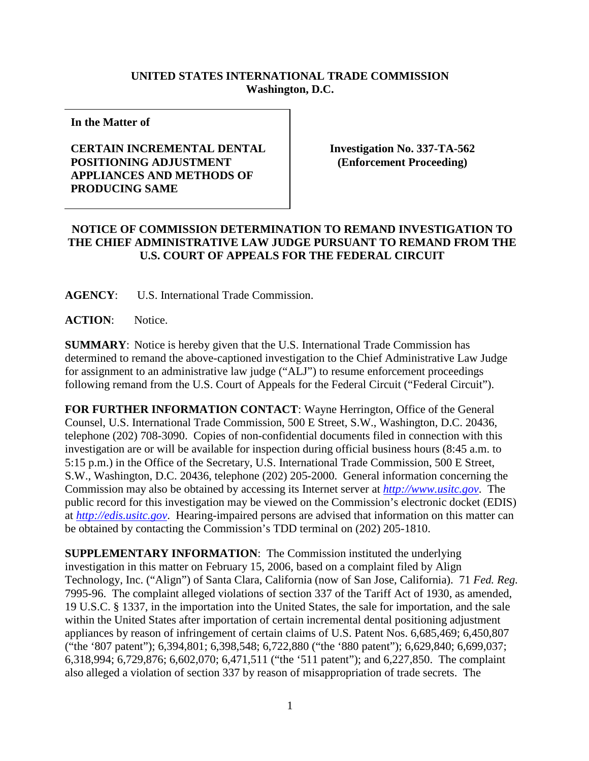**UNITED STATES INTERNATIONAL TRADE COMMISSION**
**Washington, D.C.**

| In the Matter of | |
|---|---|
| **CERTAIN INCREMENTAL DENTAL POSITIONING ADJUSTMENT APPLIANCES AND METHODS OF PRODUCING SAME** | **Investigation No. 337-TA-562 (Enforcement Proceeding)** |

**NOTICE OF COMMISSION DETERMINATION TO REMAND INVESTIGATION TO THE CHIEF ADMINISTRATIVE LAW JUDGE PURSUANT TO REMAND FROM THE U.S. COURT OF APPEALS FOR THE FEDERAL CIRCUIT**

**AGENCY**: U.S. International Trade Commission.

**ACTION**: Notice.

**SUMMARY**: Notice is hereby given that the U.S. International Trade Commission has determined to remand the above-captioned investigation to the Chief Administrative Law Judge for assignment to an administrative law judge ("ALJ") to resume enforcement proceedings following remand from the U.S. Court of Appeals for the Federal Circuit ("Federal Circuit").

**FOR FURTHER INFORMATION CONTACT**: Wayne Herrington, Office of the General Counsel, U.S. International Trade Commission, 500 E Street, S.W., Washington, D.C. 20436, telephone (202) 708-3090. Copies of non-confidential documents filed in connection with this investigation are or will be available for inspection during official business hours (8:45 a.m. to 5:15 p.m.) in the Office of the Secretary, U.S. International Trade Commission, 500 E Street, S.W., Washington, D.C. 20436, telephone (202) 205-2000. General information concerning the Commission may also be obtained by accessing its Internet server at *http://www.usitc.gov*. The public record for this investigation may be viewed on the Commission's electronic docket (EDIS) at *http://edis.usitc.gov*. Hearing-impaired persons are advised that information on this matter can be obtained by contacting the Commission's TDD terminal on (202) 205-1810.

**SUPPLEMENTARY INFORMATION**: The Commission instituted the underlying investigation in this matter on February 15, 2006, based on a complaint filed by Align Technology, Inc. ("Align") of Santa Clara, California (now of San Jose, California). 71 *Fed. Reg.* 7995-96. The complaint alleged violations of section 337 of the Tariff Act of 1930, as amended, 19 U.S.C. § 1337, in the importation into the United States, the sale for importation, and the sale within the United States after importation of certain incremental dental positioning adjustment appliances by reason of infringement of certain claims of U.S. Patent Nos. 6,685,469; 6,450,807 ("the '807 patent"); 6,394,801; 6,398,548; 6,722,880 ("the '880 patent"); 6,629,840; 6,699,037; 6,318,994; 6,729,876; 6,602,070; 6,471,511 ("the '511 patent"); and 6,227,850. The complaint also alleged a violation of section 337 by reason of misappropriation of trade secrets. The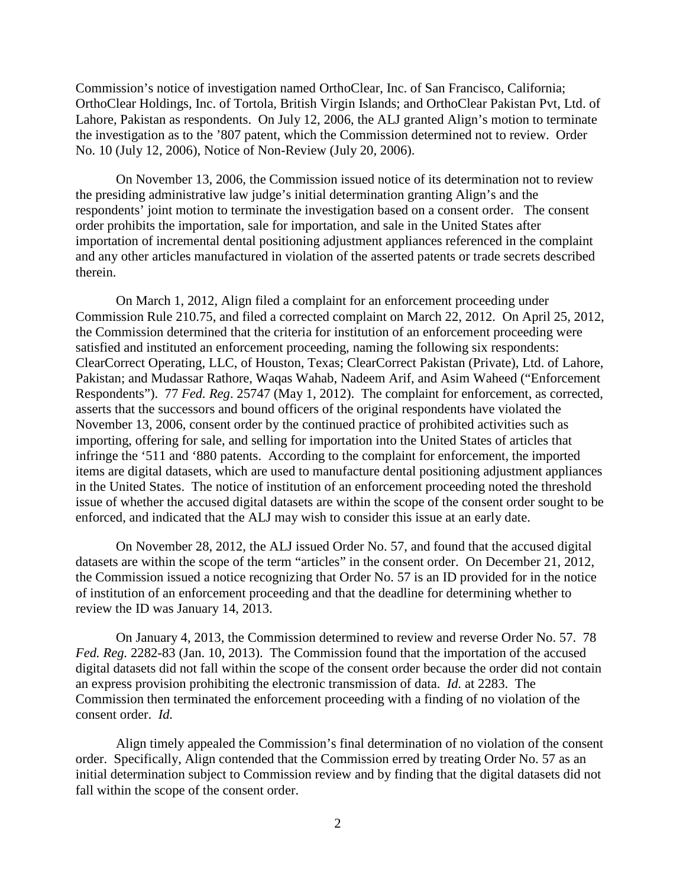Commission's notice of investigation named OrthoClear, Inc. of San Francisco, California; OrthoClear Holdings, Inc. of Tortola, British Virgin Islands; and OrthoClear Pakistan Pvt, Ltd. of Lahore, Pakistan as respondents. On July 12, 2006, the ALJ granted Align's motion to terminate the investigation as to the '807 patent, which the Commission determined not to review. Order No. 10 (July 12, 2006), Notice of Non-Review (July 20, 2006).

On November 13, 2006, the Commission issued notice of its determination not to review the presiding administrative law judge's initial determination granting Align's and the respondents' joint motion to terminate the investigation based on a consent order. The consent order prohibits the importation, sale for importation, and sale in the United States after importation of incremental dental positioning adjustment appliances referenced in the complaint and any other articles manufactured in violation of the asserted patents or trade secrets described therein.

On March 1, 2012, Align filed a complaint for an enforcement proceeding under Commission Rule 210.75, and filed a corrected complaint on March 22, 2012. On April 25, 2012, the Commission determined that the criteria for institution of an enforcement proceeding were satisfied and instituted an enforcement proceeding, naming the following six respondents: ClearCorrect Operating, LLC, of Houston, Texas; ClearCorrect Pakistan (Private), Ltd. of Lahore, Pakistan; and Mudassar Rathore, Waqas Wahab, Nadeem Arif, and Asim Waheed ("Enforcement Respondents"). 77 *Fed. Reg*. 25747 (May 1, 2012). The complaint for enforcement, as corrected, asserts that the successors and bound officers of the original respondents have violated the November 13, 2006, consent order by the continued practice of prohibited activities such as importing, offering for sale, and selling for importation into the United States of articles that infringe the '511 and '880 patents. According to the complaint for enforcement, the imported items are digital datasets, which are used to manufacture dental positioning adjustment appliances in the United States. The notice of institution of an enforcement proceeding noted the threshold issue of whether the accused digital datasets are within the scope of the consent order sought to be enforced, and indicated that the ALJ may wish to consider this issue at an early date.

On November 28, 2012, the ALJ issued Order No. 57, and found that the accused digital datasets are within the scope of the term "articles" in the consent order. On December 21, 2012, the Commission issued a notice recognizing that Order No. 57 is an ID provided for in the notice of institution of an enforcement proceeding and that the deadline for determining whether to review the ID was January 14, 2013.

On January 4, 2013, the Commission determined to review and reverse Order No. 57. 78 *Fed. Reg.* 2282-83 (Jan. 10, 2013). The Commission found that the importation of the accused digital datasets did not fall within the scope of the consent order because the order did not contain an express provision prohibiting the electronic transmission of data. *Id.* at 2283. The Commission then terminated the enforcement proceeding with a finding of no violation of the consent order. *Id.*

Align timely appealed the Commission's final determination of no violation of the consent order. Specifically, Align contended that the Commission erred by treating Order No. 57 as an initial determination subject to Commission review and by finding that the digital datasets did not fall within the scope of the consent order.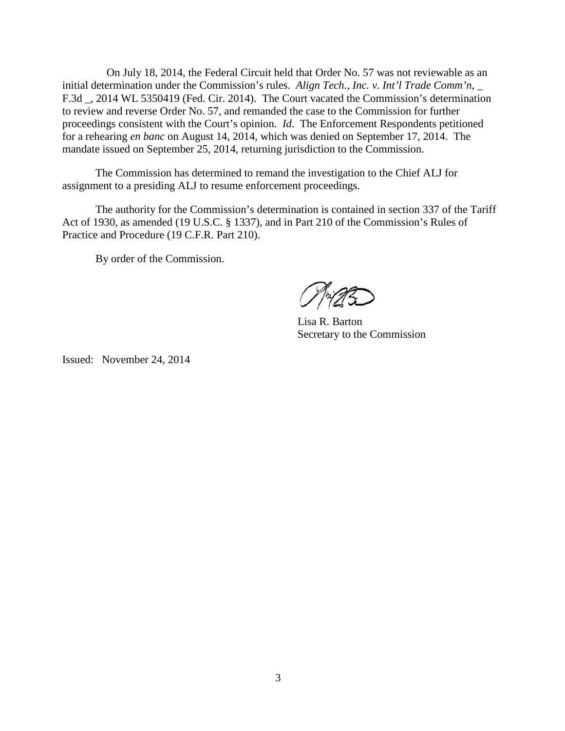On July 18, 2014, the Federal Circuit held that Order No. 57 was not reviewable as an initial determination under the Commission's rules. *Align Tech., Inc. v. Int'l Trade Comm'n*, _ F.3d _, 2014 WL 5350419 (Fed. Cir. 2014). The Court vacated the Commission's determination to review and reverse Order No. 57, and remanded the case to the Commission for further proceedings consistent with the Court's opinion. *Id.* The Enforcement Respondents petitioned for a rehearing *en banc* on August 14, 2014, which was denied on September 17, 2014. The mandate issued on September 25, 2014, returning jurisdiction to the Commission.

The Commission has determined to remand the investigation to the Chief ALJ for assignment to a presiding ALJ to resume enforcement proceedings.

The authority for the Commission's determination is contained in section 337 of the Tariff Act of 1930, as amended (19 U.S.C. § 1337), and in Part 210 of the Commission's Rules of Practice and Procedure (19 C.F.R. Part 210).

By order of the Commission.

Lisa R. Barton
Secretary to the Commission

Issued: November 24, 2014